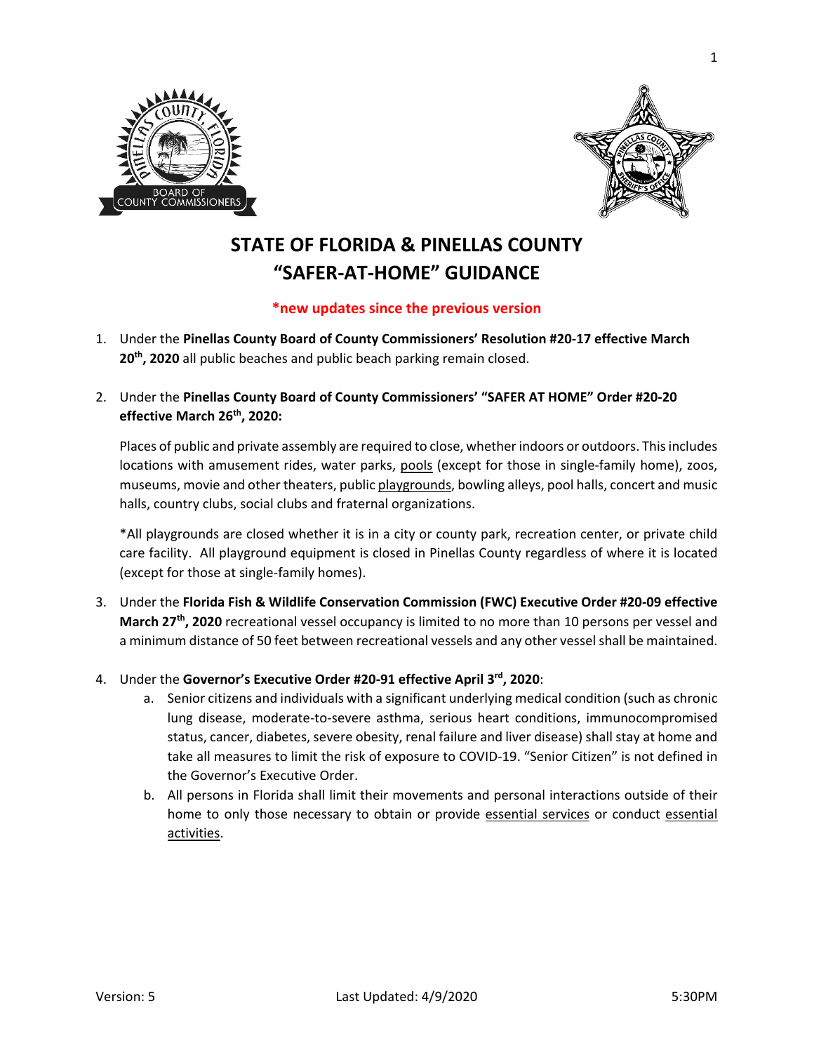# STATE OF FLORIDA & PINELLAS COUNTY "SAFER-AT-HOME" GUIDANCE

**\*new updates since the previous version**

1. Under the **Pinellas County Board of County Commissioners' Resolution #20-17 effective March 20th, 2020** all public beaches and public beach parking remain closed.

2. Under the **Pinellas County Board of County Commissioners' "SAFER AT HOME" Order #20-20 effective March 26th, 2020:**

   Places of public and private assembly are required to close, whether indoors or outdoors. This includes locations with amusement rides, water parks, <u>pools</u> (except for those in single-family home), zoos, museums, movie and other theaters, public <u>playgrounds</u>, bowling alleys, pool halls, concert and music halls, country clubs, social clubs and fraternal organizations.

   *All playgrounds are closed whether it is in a city or county park, recreation center, or private child care facility. All playground equipment is closed in Pinellas County regardless of where it is located (except for those at single-family homes).

3. Under the **Florida Fish & Wildlife Conservation Commission (FWC) Executive Order #20-09 effective March 27th, 2020** recreational vessel occupancy is limited to no more than 10 persons per vessel and a minimum distance of 50 feet between recreational vessels and any other vessel shall be maintained.

4. Under the **Governor's Executive Order #20-91 effective April 3rd, 2020**:
   a. Senior citizens and individuals with a significant underlying medical condition (such as chronic lung disease, moderate-to-severe asthma, serious heart conditions, immunocompromised status, cancer, diabetes, severe obesity, renal failure and liver disease) shall stay at home and take all measures to limit the risk of exposure to COVID-19. "Senior Citizen" is not defined in the Governor's Executive Order.
   b. All persons in Florida shall limit their movements and personal interactions outside of their home to only those necessary to obtain or provide <u>essential services</u> or conduct <u>essential activities</u>.

Version: 5 Last Updated: 4/9/2020 5:30PM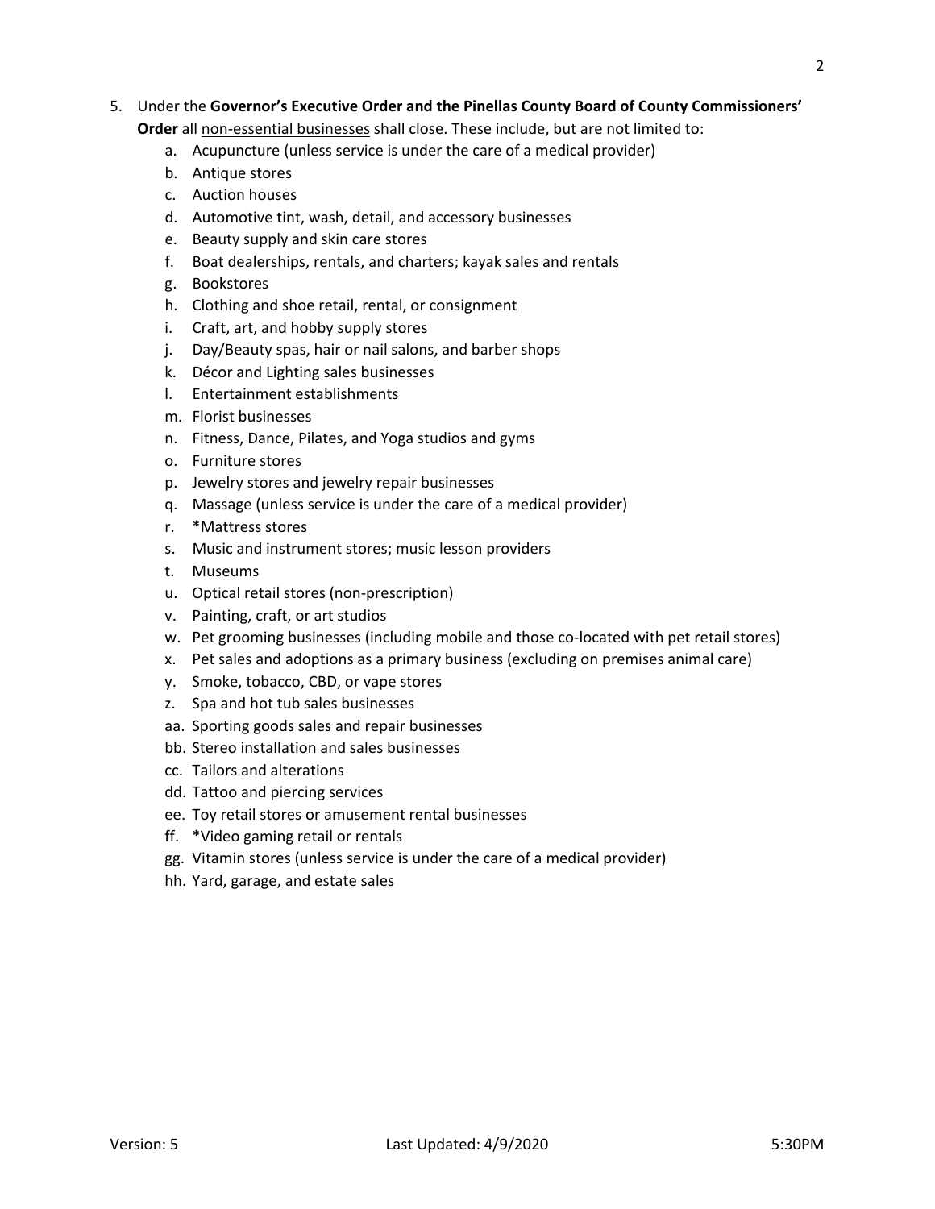5. Under the **Governor's Executive Order and the Pinellas County Board of County Commissioners' Order** all <u>non-essential businesses</u> shall close. These include, but are not limited to:
    a. Acupuncture (unless service is under the care of a medical provider)
    b. Antique stores
    c. Auction houses
    d. Automotive tint, wash, detail, and accessory businesses
    e. Beauty supply and skin care stores
    f. Boat dealerships, rentals, and charters; kayak sales and rentals
    g. Bookstores
    h. Clothing and shoe retail, rental, or consignment
    i. Craft, art, and hobby supply stores
    j. Day/Beauty spas, hair or nail salons, and barber shops
    k. Décor and Lighting sales businesses
    l. Entertainment establishments
    m. Florist businesses
    n. Fitness, Dance, Pilates, and Yoga studios and gyms
    o. Furniture stores
    p. Jewelry stores and jewelry repair businesses
    q. Massage (unless service is under the care of a medical provider)
    r. *Mattress stores
    s. Music and instrument stores; music lesson providers
    t. Museums
    u. Optical retail stores (non-prescription)
    v. Painting, craft, or art studios
    w. Pet grooming businesses (including mobile and those co-located with pet retail stores)
    x. Pet sales and adoptions as a primary business (excluding on premises animal care)
    y. Smoke, tobacco, CBD, or vape stores
    z. Spa and hot tub sales businesses
    aa. Sporting goods sales and repair businesses
    bb. Stereo installation and sales businesses
    cc. Tailors and alterations
    dd. Tattoo and piercing services
    ee. Toy retail stores or amusement rental businesses
    ff. *Video gaming retail or rentals
    gg. Vitamin stores (unless service is under the care of a medical provider)
    hh. Yard, garage, and estate sales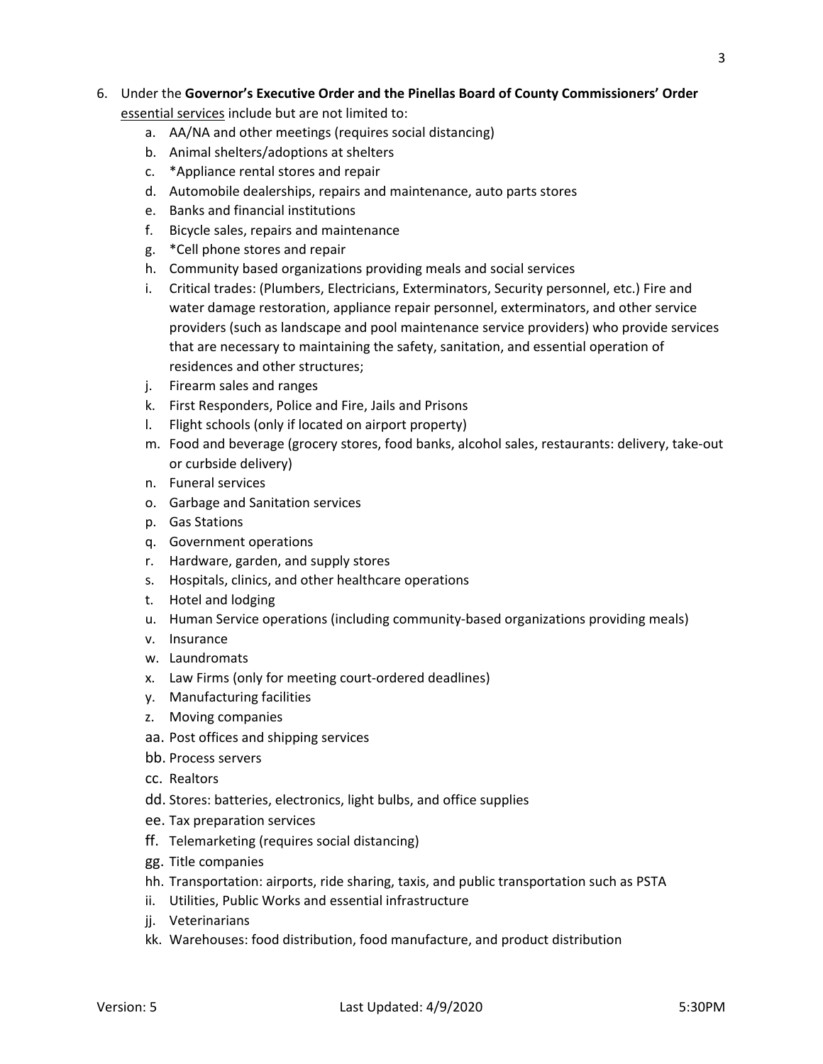6. Under the **Governor's Executive Order and the Pinellas Board of County Commissioners' Order** essential services include but are not limited to:
   a. AA/NA and other meetings (requires social distancing)
   b. Animal shelters/adoptions at shelters
   c. *Appliance rental stores and repair
   d. Automobile dealerships, repairs and maintenance, auto parts stores
   e. Banks and financial institutions
   f. Bicycle sales, repairs and maintenance
   g. *Cell phone stores and repair
   h. Community based organizations providing meals and social services
   i. Critical trades: (Plumbers, Electricians, Exterminators, Security personnel, etc.) Fire and water damage restoration, appliance repair personnel, exterminators, and other service providers (such as landscape and pool maintenance service providers) who provide services that are necessary to maintaining the safety, sanitation, and essential operation of residences and other structures;
   j. Firearm sales and ranges
   k. First Responders, Police and Fire, Jails and Prisons
   l. Flight schools (only if located on airport property)
   m. Food and beverage (grocery stores, food banks, alcohol sales, restaurants: delivery, take-out or curbside delivery)
   n. Funeral services
   o. Garbage and Sanitation services
   p. Gas Stations
   q. Government operations
   r. Hardware, garden, and supply stores
   s. Hospitals, clinics, and other healthcare operations
   t. Hotel and lodging
   u. Human Service operations (including community-based organizations providing meals)
   v. Insurance
   w. Laundromats
   x. Law Firms (only for meeting court-ordered deadlines)
   y. Manufacturing facilities
   z. Moving companies
   aa. Post offices and shipping services
   bb. Process servers
   cc. Realtors
   dd. Stores: batteries, electronics, light bulbs, and office supplies
   ee. Tax preparation services
   ff. Telemarketing (requires social distancing)
   gg. Title companies
   hh. Transportation: airports, ride sharing, taxis, and public transportation such as PSTA
   ii. Utilities, Public Works and essential infrastructure
   jj. Veterinarians
   kk. Warehouses: food distribution, food manufacture, and product distribution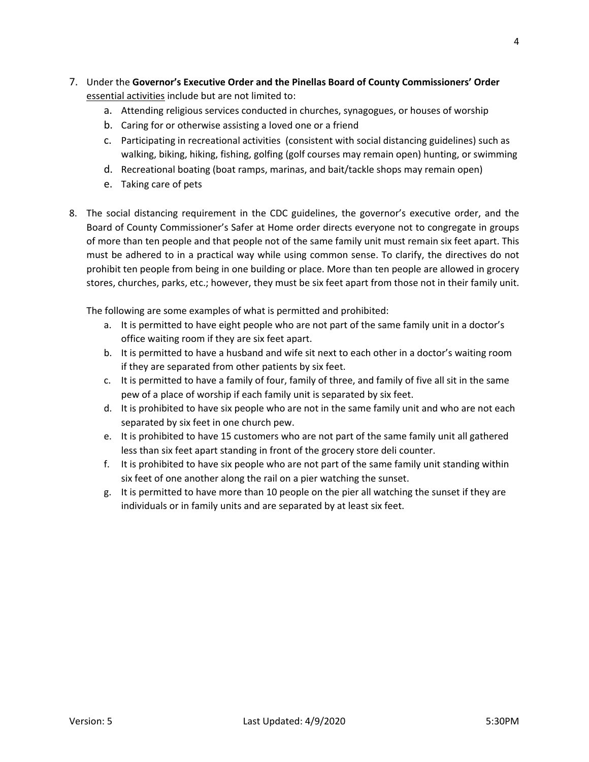7. Under the **Governor's Executive Order and the Pinellas Board of County Commissioners' Order** <u>essential activities</u> include but are not limited to:
   a. Attending religious services conducted in churches, synagogues, or houses of worship
   b. Caring for or otherwise assisting a loved one or a friend
   c. Participating in recreational activities (consistent with social distancing guidelines) such as walking, biking, hiking, fishing, golfing (golf courses may remain open) hunting, or swimming
   d. Recreational boating (boat ramps, marinas, and bait/tackle shops may remain open)
   e. Taking care of pets

8. The social distancing requirement in the CDC guidelines, the governor's executive order, and the Board of County Commissioner's Safer at Home order directs everyone not to congregate in groups of more than ten people and that people not of the same family unit must remain six feet apart. This must be adhered to in a practical way while using common sense. To clarify, the directives do not prohibit ten people from being in one building or place. More than ten people are allowed in grocery stores, churches, parks, etc.; however, they must be six feet apart from those not in their family unit.

   The following are some examples of what is permitted and prohibited:
   a. It is permitted to have eight people who are not part of the same family unit in a doctor's office waiting room if they are six feet apart.
   b. It is permitted to have a husband and wife sit next to each other in a doctor's waiting room if they are separated from other patients by six feet.
   c. It is permitted to have a family of four, family of three, and family of five all sit in the same pew of a place of worship if each family unit is separated by six feet.
   d. It is prohibited to have six people who are not in the same family unit and who are not each separated by six feet in one church pew.
   e. It is prohibited to have 15 customers who are not part of the same family unit all gathered less than six feet apart standing in front of the grocery store deli counter.
   f. It is prohibited to have six people who are not part of the same family unit standing within six feet of one another along the rail on a pier watching the sunset.
   g. It is permitted to have more than 10 people on the pier all watching the sunset if they are individuals or in family units and are separated by at least six feet.